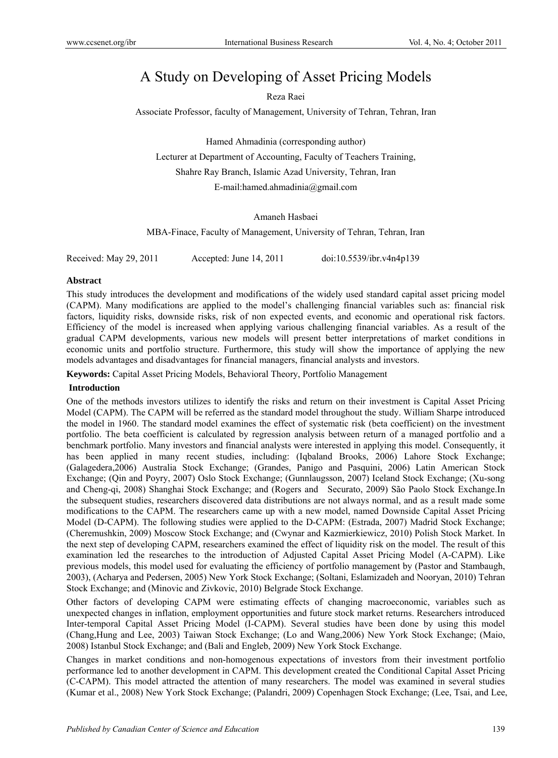# A Study on Developing of Asset Pricing Models

Reza Raei

Associate Professor, faculty of Management, University of Tehran, Tehran, Iran

Hamed Ahmadinia (corresponding author)

Lecturer at Department of Accounting, Faculty of Teachers Training,

Shahre Ray Branch, Islamic Azad University, Tehran, Iran

E-mail:hamed.ahmadinia@gmail.com

Amaneh Hasbaei

MBA-Finace, Faculty of Management, University of Tehran, Tehran, Iran

Received: May 29, 2011 Accepted: June 14, 2011 doi:10.5539/ibr.v4n4p139

**Abstract**

This study introduces the development and modifications of the widely used standard capital asset pricing model (CAPM). Many modifications are applied to the model's challenging financial variables such as: financial risk factors, liquidity risks, downside risks, risk of non expected events, and economic and operational risk factors. Efficiency of the model is increased when applying various challenging financial variables. As a result of the gradual CAPM developments, various new models will present better interpretations of market conditions in economic units and portfolio structure. Furthermore, this study will show the importance of applying the new models advantages and disadvantages for financial managers, financial analysts and investors.

**Keywords:** Capital Asset Pricing Models, Behavioral Theory, Portfolio Management

**Introduction**

One of the methods investors utilizes to identify the risks and return on their investment is Capital Asset Pricing Model (CAPM). The CAPM will be referred as the standard model throughout the study. William Sharpe introduced the model in 1960. The standard model examines the effect of systematic risk (beta coefficient) on the investment portfolio. The beta coefficient is calculated by regression analysis between return of a managed portfolio and a benchmark portfolio. Many investors and financial analysts were interested in applying this model. Consequently, it has been applied in many recent studies, including: (Iqbaland Brooks, 2006) Lahore Stock Exchange; (Galagedera,2006) Australia Stock Exchange; (Grandes, Panigo and Pasquini, 2006) Latin American Stock Exchange; (Qin and Poyry, 2007) Oslo Stock Exchange; (Gunnlaugsson, 2007) Iceland Stock Exchange; (Xu-song and Cheng-qi, 2008) Shanghai Stock Exchange; and (Rogers and Securato, 2009) São Paolo Stock Exchange.In the subsequent studies, researchers discovered data distributions are not always normal, and as a result made some modifications to the CAPM. The researchers came up with a new model, named Downside Capital Asset Pricing Model (D-CAPM). The following studies were applied to the D-CAPM: (Estrada, 2007) Madrid Stock Exchange; (Cheremushkin, 2009) Moscow Stock Exchange; and (Cwynar and Kazmierkiewicz, 2010) Polish Stock Market. In the next step of developing CAPM, researchers examined the effect of liquidity risk on the model. The result of this examination led the researches to the introduction of Adjusted Capital Asset Pricing Model (A-CAPM). Like previous models, this model used for evaluating the efficiency of portfolio management by (Pastor and Stambaugh, 2003), (Acharya and Pedersen, 2005) New York Stock Exchange; (Soltani, Eslamizadeh and Nooryan, 2010) Tehran Stock Exchange; and (Minovic and Zivkovic, 2010) Belgrade Stock Exchange.

Other factors of developing CAPM were estimating effects of changing macroeconomic, variables such as unexpected changes in inflation, employment opportunities and future stock market returns. Researchers introduced Inter-temporal Capital Asset Pricing Model (I-CAPM). Several studies have been done by using this model (Chang,Hung and Lee, 2003) Taiwan Stock Exchange; (Lo and Wang,2006) New York Stock Exchange; (Maio, 2008) Istanbul Stock Exchange; and (Bali and Engleb, 2009) New York Stock Exchange.

Changes in market conditions and non-homogenous expectations of investors from their investment portfolio performance led to another development in CAPM. This development created the Conditional Capital Asset Pricing (C-CAPM). This model attracted the attention of many researchers. The model was examined in several studies (Kumar et al., 2008) New York Stock Exchange; (Palandri, 2009) Copenhagen Stock Exchange; (Lee, Tsai, and Lee,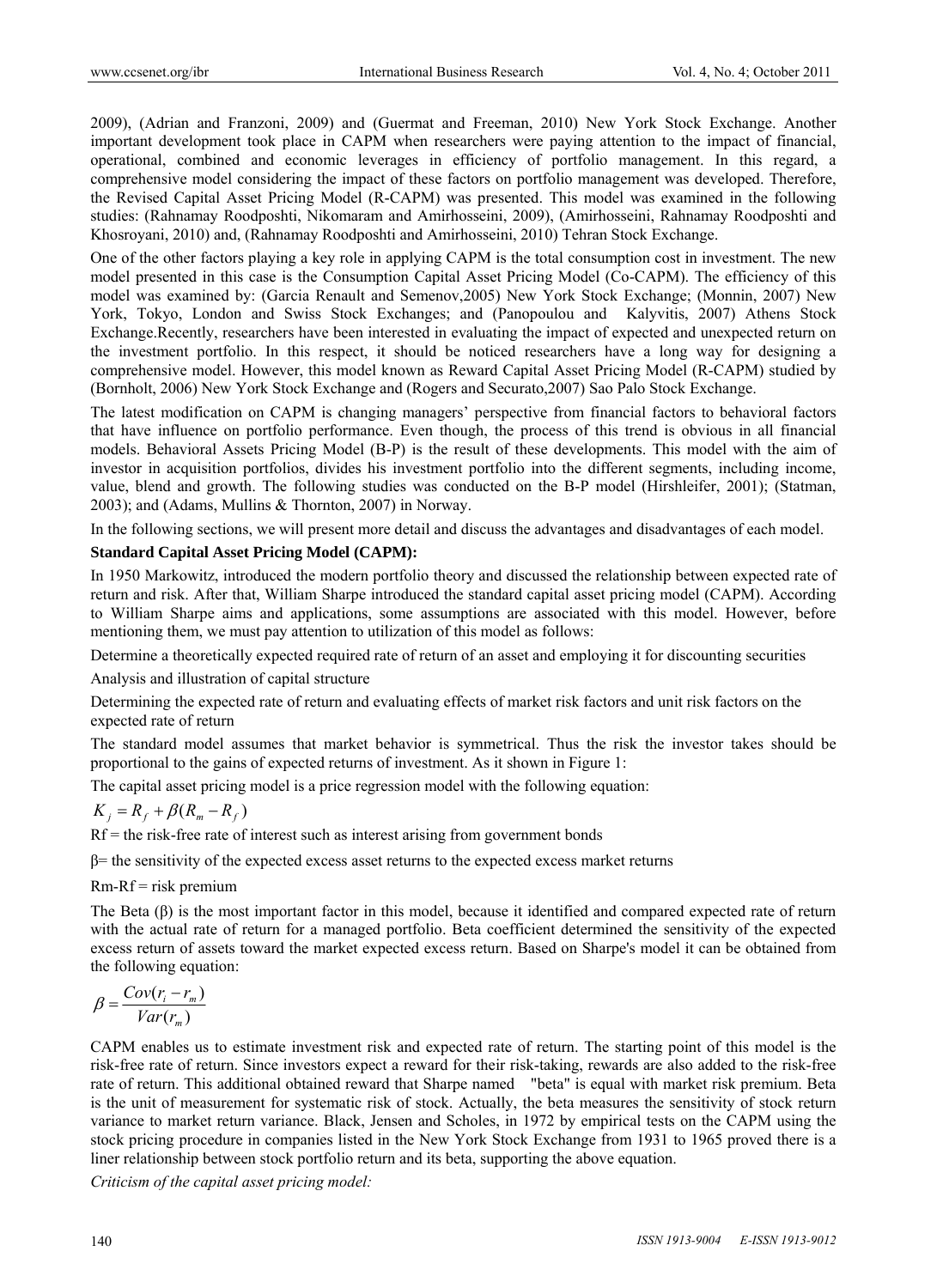2009), (Adrian and Franzoni, 2009) and (Guermat and Freeman, 2010) New York Stock Exchange. Another important development took place in CAPM when researchers were paying attention to the impact of financial, operational, combined and economic leverages in efficiency of portfolio management. In this regard, a comprehensive model considering the impact of these factors on portfolio management was developed. Therefore, the Revised Capital Asset Pricing Model (R-CAPM) was presented. This model was examined in the following studies: (Rahnamay Roodposhti, Nikomaram and Amirhosseini, 2009), (Amirhosseini, Rahnamay Roodposhti and Khosroyani, 2010) and, (Rahnamay Roodposhti and Amirhosseini, 2010) Tehran Stock Exchange.

One of the other factors playing a key role in applying CAPM is the total consumption cost in investment. The new model presented in this case is the Consumption Capital Asset Pricing Model (Co-CAPM). The efficiency of this model was examined by: (Garcia Renault and Semenov,2005) New York Stock Exchange; (Monnin, 2007) New York, Tokyo, London and Swiss Stock Exchanges; and (Panopoulou and Kalyvitis, 2007) Athens Stock Exchange.Recently, researchers have been interested in evaluating the impact of expected and unexpected return on the investment portfolio. In this respect, it should be noticed researchers have a long way for designing a comprehensive model. However, this model known as Reward Capital Asset Pricing Model (R-CAPM) studied by (Bornholt, 2006) New York Stock Exchange and (Rogers and Securato,2007) Sao Palo Stock Exchange.

The latest modification on CAPM is changing managers' perspective from financial factors to behavioral factors that have influence on portfolio performance. Even though, the process of this trend is obvious in all financial models. Behavioral Assets Pricing Model (B-P) is the result of these developments. This model with the aim of investor in acquisition portfolios, divides his investment portfolio into the different segments, including income, value, blend and growth. The following studies was conducted on the B-P model (Hirshleifer, 2001); (Statman, 2003); and (Adams, Mullins & Thornton, 2007) in Norway.

In the following sections, we will present more detail and discuss the advantages and disadvantages of each model.

**Standard Capital Asset Pricing Model (CAPM):**

In 1950 Markowitz, introduced the modern portfolio theory and discussed the relationship between expected rate of return and risk. After that, William Sharpe introduced the standard capital asset pricing model (CAPM). According to William Sharpe aims and applications, some assumptions are associated with this model. However, before mentioning them, we must pay attention to utilization of this model as follows:

Determine a theoretically expected required rate of return of an asset and employing it for discounting securities

Analysis and illustration of capital structure

Determining the expected rate of return and evaluating effects of market risk factors and unit risk factors on the expected rate of return

The standard model assumes that market behavior is symmetrical. Thus the risk the investor takes should be proportional to the gains of expected returns of investment. As it shown in Figure 1:

The capital asset pricing model is a price regression model with the following equation:

$$K_j = R_f + \beta(R_m - R_f)$$

Rf = the risk-free rate of interest such as interest arising from government bonds

β= the sensitivity of the expected excess asset returns to the expected excess market returns

Rm-Rf = risk premium

The Beta (β) is the most important factor in this model, because it identified and compared expected rate of return with the actual rate of return for a managed portfolio. Beta coefficient determined the sensitivity of the expected excess return of assets toward the market expected excess return. Based on Sharpe's model it can be obtained from the following equation:

$$\beta = \frac{Cov(r_i - r_m)}{Var(r_m)}$$

CAPM enables us to estimate investment risk and expected rate of return. The starting point of this model is the risk-free rate of return. Since investors expect a reward for their risk-taking, rewards are also added to the risk-free rate of return. This additional obtained reward that Sharpe named "beta" is equal with market risk premium. Beta is the unit of measurement for systematic risk of stock. Actually, the beta measures the sensitivity of stock return variance to market return variance. Black, Jensen and Scholes, in 1972 by empirical tests on the CAPM using the stock pricing procedure in companies listed in the New York Stock Exchange from 1931 to 1965 proved there is a liner relationship between stock portfolio return and its beta, supporting the above equation.

*Criticism of the capital asset pricing model:*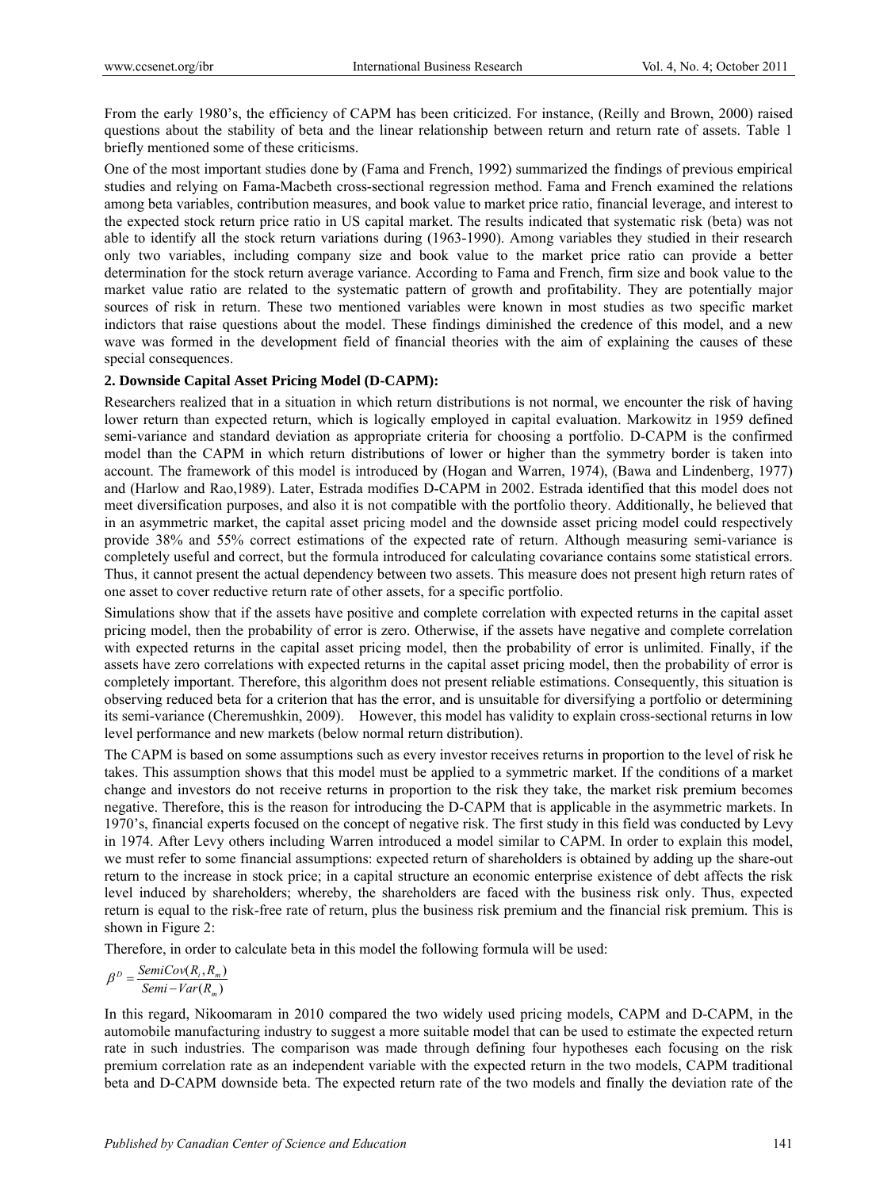From the early 1980's, the efficiency of CAPM has been criticized. For instance, (Reilly and Brown, 2000) raised questions about the stability of beta and the linear relationship between return and return rate of assets. Table 1 briefly mentioned some of these criticisms.

One of the most important studies done by (Fama and French, 1992) summarized the findings of previous empirical studies and relying on Fama-Macbeth cross-sectional regression method. Fama and French examined the relations among beta variables, contribution measures, and book value to market price ratio, financial leverage, and interest to the expected stock return price ratio in US capital market. The results indicated that systematic risk (beta) was not able to identify all the stock return variations during (1963-1990). Among variables they studied in their research only two variables, including company size and book value to the market price ratio can provide a better determination for the stock return average variance. According to Fama and French, firm size and book value to the market value ratio are related to the systematic pattern of growth and profitability. They are potentially major sources of risk in return. These two mentioned variables were known in most studies as two specific market indictors that raise questions about the model. These findings diminished the credence of this model, and a new wave was formed in the development field of financial theories with the aim of explaining the causes of these special consequences.

**2. Downside Capital Asset Pricing Model (D-CAPM):**

Researchers realized that in a situation in which return distributions is not normal, we encounter the risk of having lower return than expected return, which is logically employed in capital evaluation. Markowitz in 1959 defined semi-variance and standard deviation as appropriate criteria for choosing a portfolio. D-CAPM is the confirmed model than the CAPM in which return distributions of lower or higher than the symmetry border is taken into account. The framework of this model is introduced by (Hogan and Warren, 1974), (Bawa and Lindenberg, 1977) and (Harlow and Rao,1989). Later, Estrada modifies D-CAPM in 2002. Estrada identified that this model does not meet diversification purposes, and also it is not compatible with the portfolio theory. Additionally, he believed that in an asymmetric market, the capital asset pricing model and the downside asset pricing model could respectively provide 38% and 55% correct estimations of the expected rate of return. Although measuring semi-variance is completely useful and correct, but the formula introduced for calculating covariance contains some statistical errors. Thus, it cannot present the actual dependency between two assets. This measure does not present high return rates of one asset to cover reductive return rate of other assets, for a specific portfolio.

Simulations show that if the assets have positive and complete correlation with expected returns in the capital asset pricing model, then the probability of error is zero. Otherwise, if the assets have negative and complete correlation with expected returns in the capital asset pricing model, then the probability of error is unlimited. Finally, if the assets have zero correlations with expected returns in the capital asset pricing model, then the probability of error is completely important. Therefore, this algorithm does not present reliable estimations. Consequently, this situation is observing reduced beta for a criterion that has the error, and is unsuitable for diversifying a portfolio or determining its semi-variance (Cheremushkin, 2009). However, this model has validity to explain cross-sectional returns in low level performance and new markets (below normal return distribution).

The CAPM is based on some assumptions such as every investor receives returns in proportion to the level of risk he takes. This assumption shows that this model must be applied to a symmetric market. If the conditions of a market change and investors do not receive returns in proportion to the risk they take, the market risk premium becomes negative. Therefore, this is the reason for introducing the D-CAPM that is applicable in the asymmetric markets. In 1970's, financial experts focused on the concept of negative risk. The first study in this field was conducted by Levy in 1974. After Levy others including Warren introduced a model similar to CAPM. In order to explain this model, we must refer to some financial assumptions: expected return of shareholders is obtained by adding up the share-out return to the increase in stock price; in a capital structure an economic enterprise existence of debt affects the risk level induced by shareholders; whereby, the shareholders are faced with the business risk only. Thus, expected return is equal to the risk-free rate of return, plus the business risk premium and the financial risk premium. This is shown in Figure 2:

Therefore, in order to calculate beta in this model the following formula will be used:

$$\beta^D = \frac{SemiCov(R_i, R_m)}{Semi-Var(R_m)}$$

In this regard, Nikoomaram in 2010 compared the two widely used pricing models, CAPM and D-CAPM, in the automobile manufacturing industry to suggest a more suitable model that can be used to estimate the expected return rate in such industries. The comparison was made through defining four hypotheses each focusing on the risk premium correlation rate as an independent variable with the expected return in the two models, CAPM traditional beta and D-CAPM downside beta. The expected return rate of the two models and finally the deviation rate of the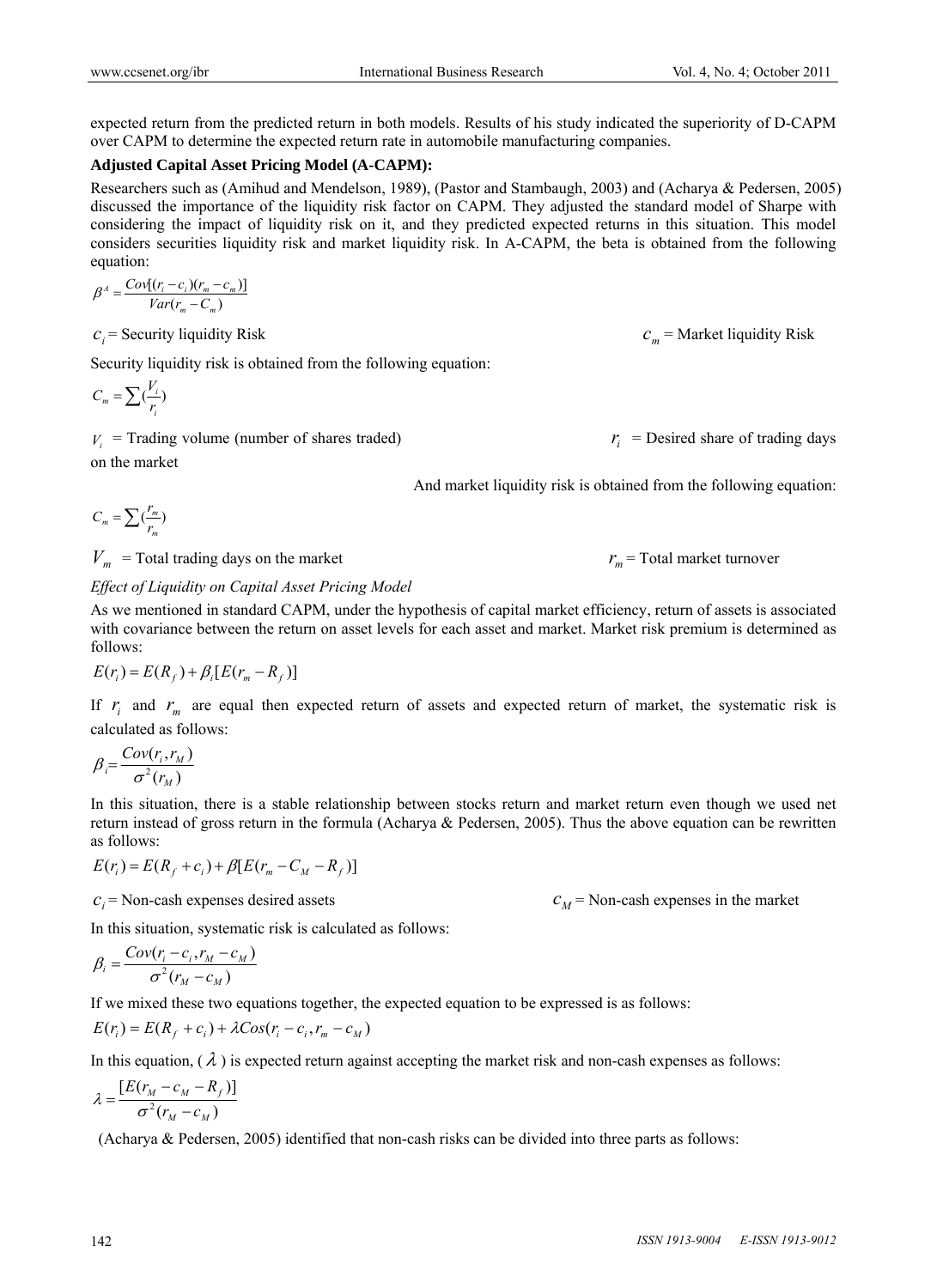expected return from the predicted return in both models. Results of his study indicated the superiority of D-CAPM over CAPM to determine the expected return rate in automobile manufacturing companies.

**Adjusted Capital Asset Pricing Model (A-CAPM):**

Researchers such as (Amihud and Mendelson, 1989), (Pastor and Stambaugh, 2003) and (Acharya & Pedersen, 2005) discussed the importance of the liquidity risk factor on CAPM. They adjusted the standard model of Sharpe with considering the impact of liquidity risk on it, and they predicted expected returns in this situation. This model considers securities liquidity risk and market liquidity risk. In A-CAPM, the beta is obtained from the following equation:

$$\beta^A = \frac{Cov[(r_i - c_i)(r_m - c_m)]}{Var(r_m - C_m)}$$

$c_i$ = Security liquidity Risk $\qquad$ $c_m$ = Market liquidity Risk

Security liquidity risk is obtained from the following equation:

$$C_m = \sum (\frac{V_i}{r_i})$$

$V_i$ = Trading volume (number of shares traded) $\qquad$ $r_i$ = Desired share of trading days on the market

And market liquidity risk is obtained from the following equation:

$$C_m = \sum (\frac{r_m}{r_m})$$

$V_m$ = Total trading days on the market $\qquad$ $r_m$ = Total market turnover

*Effect of Liquidity on Capital Asset Pricing Model*

As we mentioned in standard CAPM, under the hypothesis of capital market efficiency, return of assets is associated with covariance between the return on asset levels for each asset and market. Market risk premium is determined as follows:

$$E(r_i) = E(R_f) + \beta_i [E(r_m - R_f)]$$

If $r_i$ and $r_m$ are equal then expected return of assets and expected return of market, the systematic risk is calculated as follows:

$$\beta_i = \frac{Cov(r_i, r_M)}{\sigma^2(r_M)}$$

In this situation, there is a stable relationship between stocks return and market return even though we used net return instead of gross return in the formula (Acharya & Pedersen, 2005). Thus the above equation can be rewritten as follows:

$$E(r_i) = E(R_f + c_i) + \beta[E(r_m - C_M - R_f)]$$

$c_i$ = Non-cash expenses desired assets $\qquad$ $c_M$ = Non-cash expenses in the market

In this situation, systematic risk is calculated as follows:

$$\beta_i = \frac{Cov(r_i - c_i, r_M - c_M)}{\sigma^2(r_M - c_M)}$$

If we mixed these two equations together, the expected equation to be expressed is as follows:

$$E(r_i) = E(R_f + c_i) + \lambda Cos(r_i - c_i, r_m - c_M)$$

In this equation, ($\lambda$) is expected return against accepting the market risk and non-cash expenses as follows:

$$\lambda = \frac{[E(r_M - c_M - R_f)]}{\sigma^2(r_M - c_M)}$$

(Acharya & Pedersen, 2005) identified that non-cash risks can be divided into three parts as follows: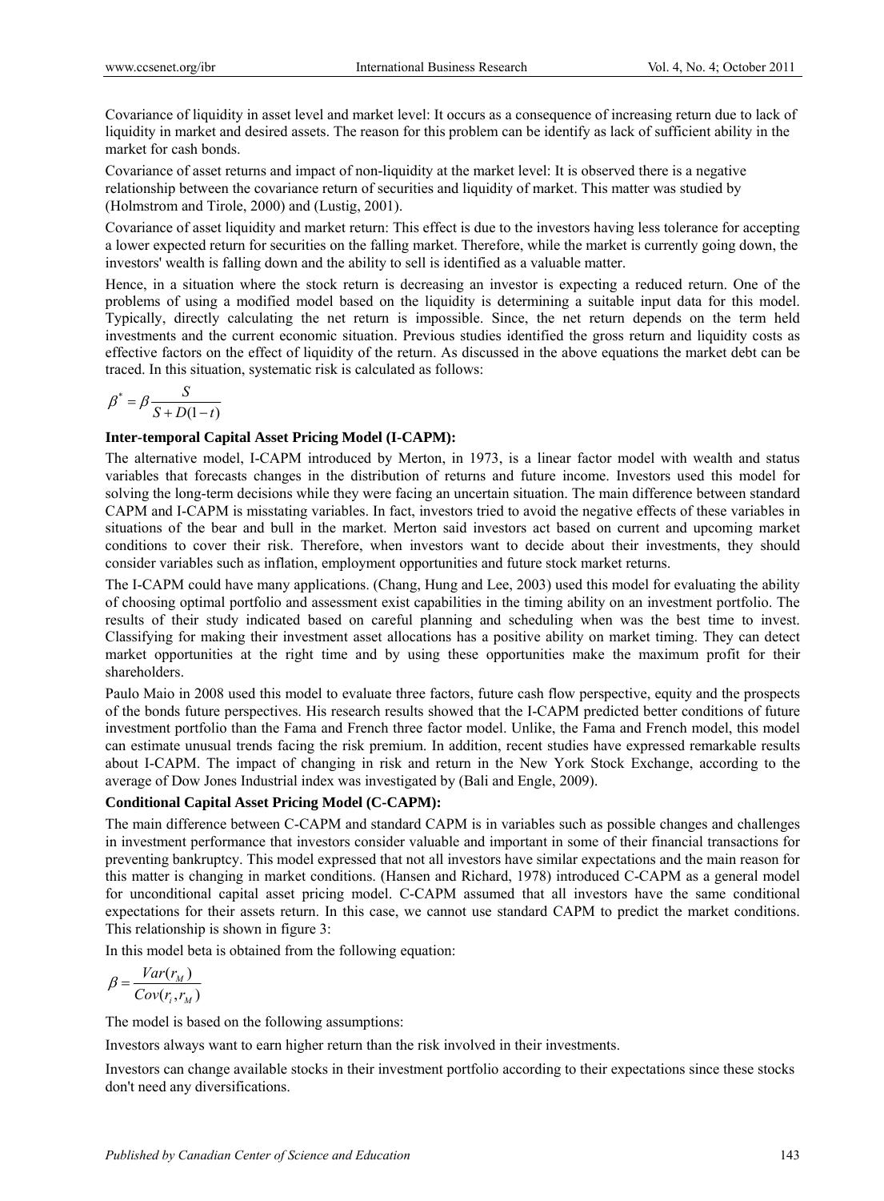Covariance of liquidity in asset level and market level: It occurs as a consequence of increasing return due to lack of liquidity in market and desired assets. The reason for this problem can be identify as lack of sufficient ability in the market for cash bonds.

Covariance of asset returns and impact of non-liquidity at the market level: It is observed there is a negative relationship between the covariance return of securities and liquidity of market. This matter was studied by (Holmstrom and Tirole, 2000) and (Lustig, 2001).

Covariance of asset liquidity and market return: This effect is due to the investors having less tolerance for accepting a lower expected return for securities on the falling market. Therefore, while the market is currently going down, the investors' wealth is falling down and the ability to sell is identified as a valuable matter.

Hence, in a situation where the stock return is decreasing an investor is expecting a reduced return. One of the problems of using a modified model based on the liquidity is determining a suitable input data for this model. Typically, directly calculating the net return is impossible. Since, the net return depends on the term held investments and the current economic situation. Previous studies identified the gross return and liquidity costs as effective factors on the effect of liquidity of the return. As discussed in the above equations the market debt can be traced. In this situation, systematic risk is calculated as follows:

$$\beta^* = \beta \frac{S}{S + D(1-t)}$$

**Inter-temporal Capital Asset Pricing Model (I-CAPM):**

The alternative model, I-CAPM introduced by Merton, in 1973, is a linear factor model with wealth and status variables that forecasts changes in the distribution of returns and future income. Investors used this model for solving the long-term decisions while they were facing an uncertain situation. The main difference between standard CAPM and I-CAPM is misstating variables. In fact, investors tried to avoid the negative effects of these variables in situations of the bear and bull in the market. Merton said investors act based on current and upcoming market conditions to cover their risk. Therefore, when investors want to decide about their investments, they should consider variables such as inflation, employment opportunities and future stock market returns.

The I-CAPM could have many applications. (Chang, Hung and Lee, 2003) used this model for evaluating the ability of choosing optimal portfolio and assessment exist capabilities in the timing ability on an investment portfolio. The results of their study indicated based on careful planning and scheduling when was the best time to invest. Classifying for making their investment asset allocations has a positive ability on market timing. They can detect market opportunities at the right time and by using these opportunities make the maximum profit for their shareholders.

Paulo Maio in 2008 used this model to evaluate three factors, future cash flow perspective, equity and the prospects of the bonds future perspectives. His research results showed that the I-CAPM predicted better conditions of future investment portfolio than the Fama and French three factor model. Unlike, the Fama and French model, this model can estimate unusual trends facing the risk premium. In addition, recent studies have expressed remarkable results about I-CAPM. The impact of changing in risk and return in the New York Stock Exchange, according to the average of Dow Jones Industrial index was investigated by (Bali and Engle, 2009).

**Conditional Capital Asset Pricing Model (C-CAPM):**

The main difference between C-CAPM and standard CAPM is in variables such as possible changes and challenges in investment performance that investors consider valuable and important in some of their financial transactions for preventing bankruptcy. This model expressed that not all investors have similar expectations and the main reason for this matter is changing in market conditions. (Hansen and Richard, 1978) introduced C-CAPM as a general model for unconditional capital asset pricing model. C-CAPM assumed that all investors have the same conditional expectations for their assets return. In this case, we cannot use standard CAPM to predict the market conditions. This relationship is shown in figure 3:

In this model beta is obtained from the following equation:

$$\beta = \frac{Var(r_M)}{Cov(r_i, r_M)}$$

The model is based on the following assumptions:

Investors always want to earn higher return than the risk involved in their investments.

Investors can change available stocks in their investment portfolio according to their expectations since these stocks don't need any diversifications.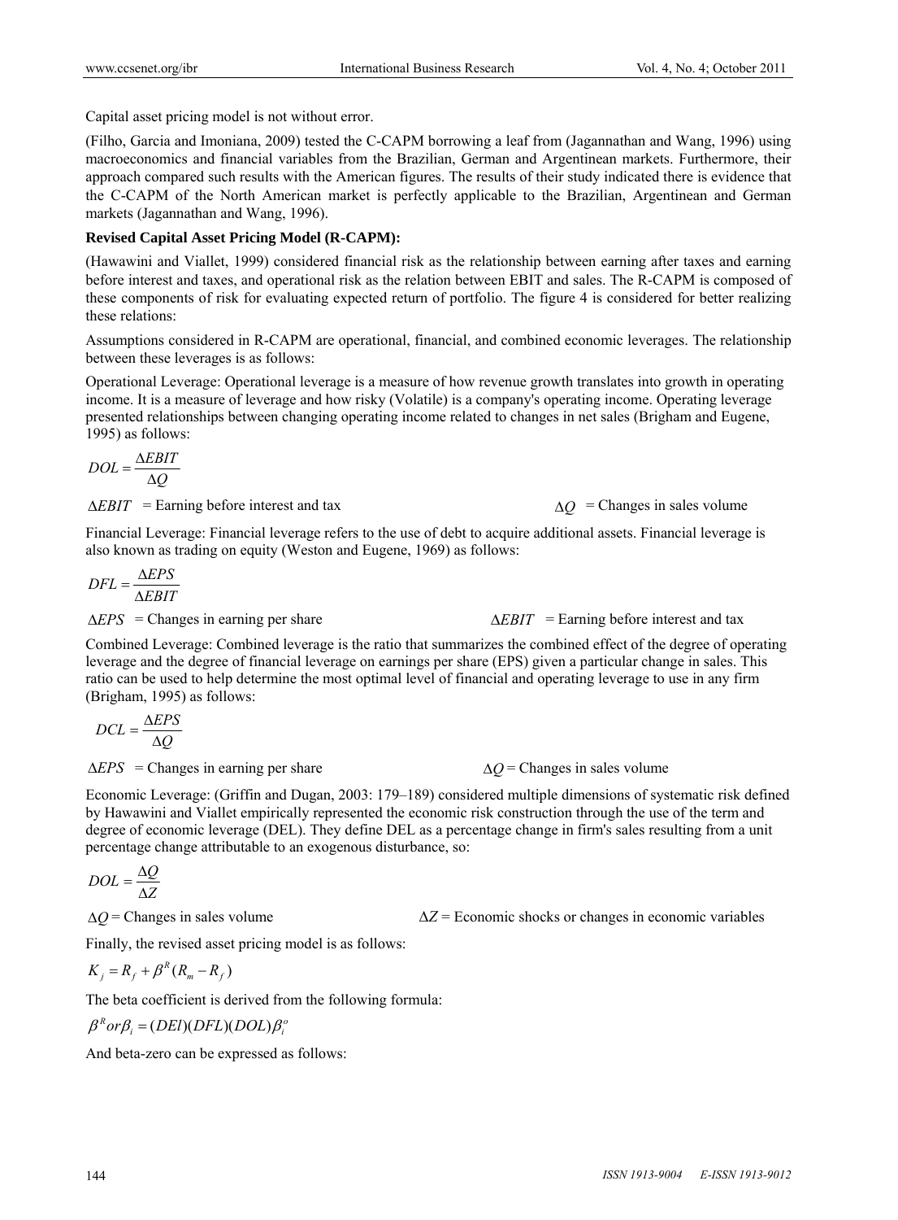Capital asset pricing model is not without error.

(Filho, Garcia and Imoniana, 2009) tested the C-CAPM borrowing a leaf from (Jagannathan and Wang, 1996) using macroeconomics and financial variables from the Brazilian, German and Argentinean markets. Furthermore, their approach compared such results with the American figures. The results of their study indicated there is evidence that the C-CAPM of the North American market is perfectly applicable to the Brazilian, Argentinean and German markets (Jagannathan and Wang, 1996).

**Revised Capital Asset Pricing Model (R-CAPM):**

(Hawawini and Viallet, 1999) considered financial risk as the relationship between earning after taxes and earning before interest and taxes, and operational risk as the relation between EBIT and sales. The R-CAPM is composed of these components of risk for evaluating expected return of portfolio. The figure 4 is considered for better realizing these relations:

Assumptions considered in R-CAPM are operational, financial, and combined economic leverages. The relationship between these leverages is as follows:

Operational Leverage: Operational leverage is a measure of how revenue growth translates into growth in operating income. It is a measure of leverage and how risky (Volatile) is a company's operating income. Operating leverage presented relationships between changing operating income related to changes in net sales (Brigham and Eugene, 1995) as follows:

$$DOL = \frac{\Delta EBIT}{\Delta Q}$$

$\Delta EBIT$ = Earning before interest and tax $\Delta Q$ = Changes in sales volume

Financial Leverage: Financial leverage refers to the use of debt to acquire additional assets. Financial leverage is also known as trading on equity (Weston and Eugene, 1969) as follows:

$$DFL = \frac{\Delta EPS}{\Delta EBIT}$$

$\Delta EPS$ = Changes in earning per share $\Delta EBIT$ = Earning before interest and tax

Combined Leverage: Combined leverage is the ratio that summarizes the combined effect of the degree of operating leverage and the degree of financial leverage on earnings per share (EPS) given a particular change in sales. This ratio can be used to help determine the most optimal level of financial and operating leverage to use in any firm (Brigham, 1995) as follows:

$$DCL = \frac{\Delta EPS}{\Delta Q}$$

$\Delta EPS$ = Changes in earning per share $\Delta Q$ = Changes in sales volume

Economic Leverage: (Griffin and Dugan, 2003: 179–189) considered multiple dimensions of systematic risk defined by Hawawini and Viallet empirically represented the economic risk construction through the use of the term and degree of economic leverage (DEL). They define DEL as a percentage change in firm's sales resulting from a unit percentage change attributable to an exogenous disturbance, so:

$$DOL = \frac{\Delta Q}{\Delta Z}$$

$\Delta Q$ = Changes in sales volume $\Delta Z$ = Economic shocks or changes in economic variables

Finally, the revised asset pricing model is as follows:

$$K_j = R_f + \beta^R (R_m - R_f)$$

The beta coefficient is derived from the following formula:

$$\beta^R or \beta_i = (DEl)(DFL)(DOL)\beta_i^o$$

And beta-zero can be expressed as follows: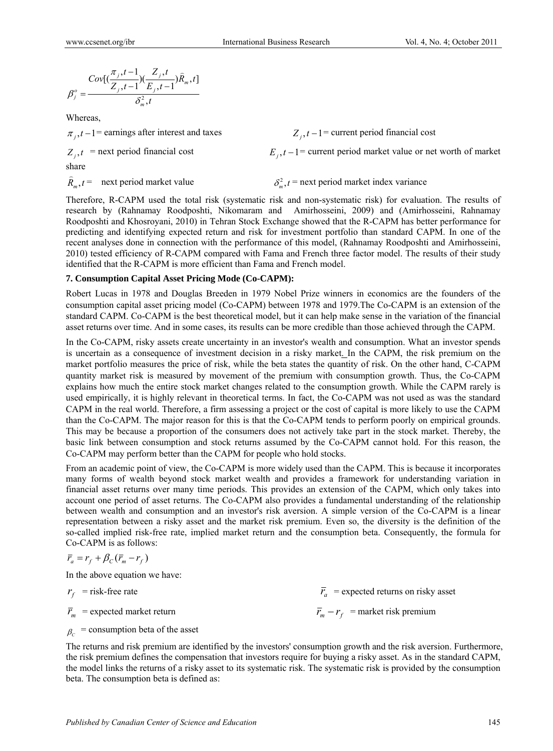$$\beta_j^o = \frac{Cov[(\frac{\pi_j,t-1}{Z_j,t-1})(\frac{Z_j,t}{E_j,t-1})\tilde{R}_m,t]}{\delta_m^2,t}$$

Whereas,

$\pi_j,t-1$ = earnings after interest and taxes

$Z_j,t-1$ = current period financial cost

$Z_j,t$ = next period financial cost

$E_j,t-1$ = current period market value or net worth of market share

$\tilde{R}_m,t$ = next period market value

$\delta_m^2,t$ = next period market index variance

Therefore, R-CAPM used the total risk (systematic risk and non-systematic risk) for evaluation. The results of research by (Rahnamay Roodposhti, Nikomaram and Amirhosseini, 2009) and (Amirhosseini, Rahnamay Roodposhti and Khosroyani, 2010) in Tehran Stock Exchange showed that the R-CAPM has better performance for predicting and identifying expected return and risk for investment portfolio than standard CAPM. In one of the recent analyses done in connection with the performance of this model, (Rahnamay Roodposhti and Amirhosseini, 2010) tested efficiency of R-CAPM compared with Fama and French three factor model. The results of their study identified that the R-CAPM is more efficient than Fama and French model.

**7. Consumption Capital Asset Pricing Mode (Co-CAPM):**

Robert Lucas in 1978 and Douglas Breeden in 1979 Nobel Prize winners in economics are the founders of the consumption capital asset pricing model (Co-CAPM) between 1978 and 1979.The Co-CAPM is an extension of the standard CAPM. Co-CAPM is the best theoretical model, but it can help make sense in the variation of the financial asset returns over time. And in some cases, its results can be more credible than those achieved through the CAPM.

In the Co-CAPM, risky assets create uncertainty in an investor's wealth and consumption. What an investor spends is uncertain as a consequence of investment decision in a risky market. In the CAPM, the risk premium on the market portfolio measures the price of risk, while the beta states the quantity of risk. On the other hand, C-CAPM quantity market risk is measured by movement of the premium with consumption growth. Thus, the Co-CAPM explains how much the entire stock market changes related to the consumption growth. While the CAPM rarely is used empirically, it is highly relevant in theoretical terms. In fact, the Co-CAPM was not used as was the standard CAPM in the real world. Therefore, a firm assessing a project or the cost of capital is more likely to use the CAPM than the Co-CAPM. The major reason for this is that the Co-CAPM tends to perform poorly on empirical grounds. This may be because a proportion of the consumers does not actively take part in the stock market. Thereby, the basic link between consumption and stock returns assumed by the Co-CAPM cannot hold. For this reason, the Co-CAPM may perform better than the CAPM for people who hold stocks.

From an academic point of view, the Co-CAPM is more widely used than the CAPM. This is because it incorporates many forms of wealth beyond stock market wealth and provides a framework for understanding variation in financial asset returns over many time periods. This provides an extension of the CAPM, which only takes into account one period of asset returns. The Co-CAPM also provides a fundamental understanding of the relationship between wealth and consumption and an investor's risk aversion. A simple version of the Co-CAPM is a linear representation between a risky asset and the market risk premium. Even so, the diversity is the definition of the so-called implied risk-free rate, implied market return and the consumption beta. Consequently, the formula for Co-CAPM is as follows:

$$\bar{r}_a = r_f + \beta_C(\bar{r}_m - r_f)$$

In the above equation we have:

$r_f$ = risk-free rate

$\bar{r}_a$ = expected returns on risky asset

$\bar{r}_m$ = expected market return

$\bar{r}_m - r_f$ = market risk premium

$\beta_C$ = consumption beta of the asset

The returns and risk premium are identified by the investors' consumption growth and the risk aversion. Furthermore, the risk premium defines the compensation that investors require for buying a risky asset. As in the standard CAPM, the model links the returns of a risky asset to its systematic risk. The systematic risk is provided by the consumption beta. The consumption beta is defined as: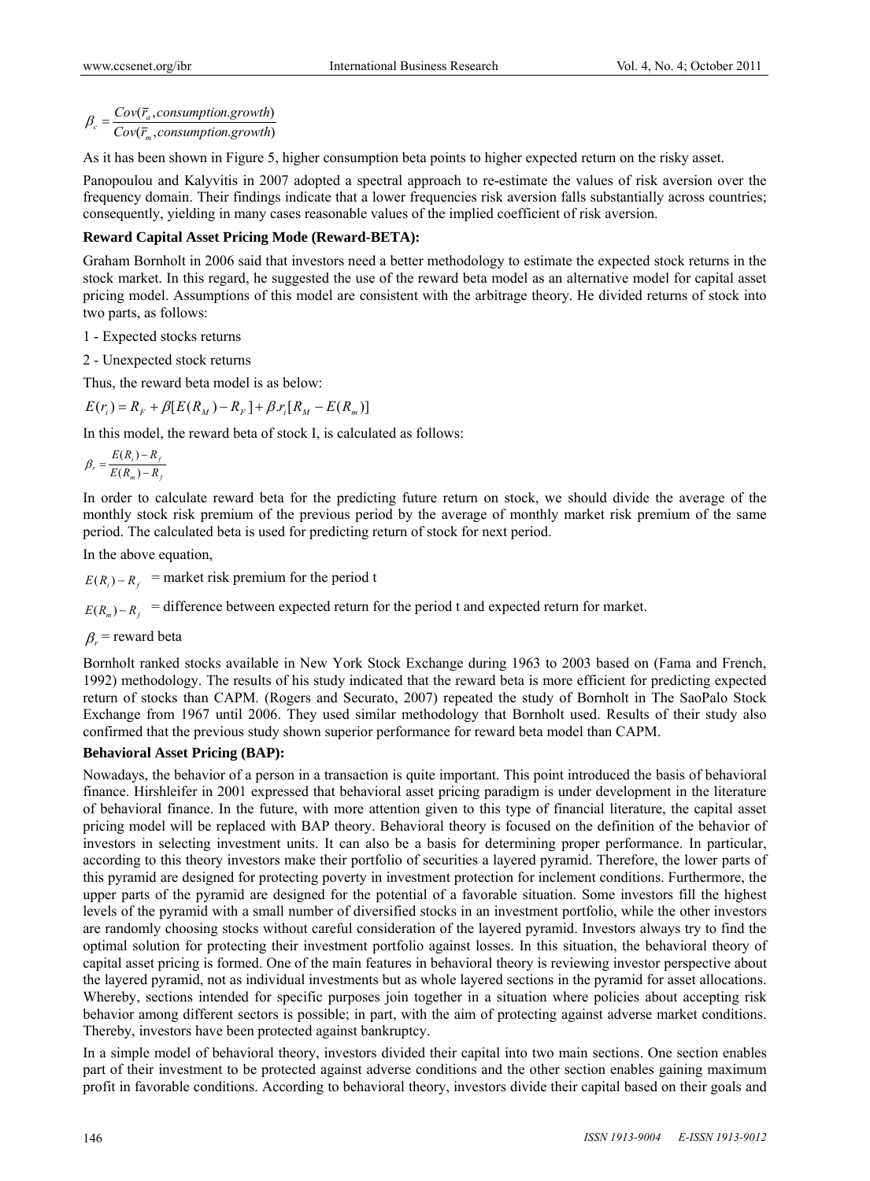$$\beta_c = \frac{Cov(\bar{r}_a, consumption.growth)}{Cov(\bar{r}_m, consumption.growth)}$$

As it has been shown in Figure 5, higher consumption beta points to higher expected return on the risky asset.

Panopoulou and Kalyvitis in 2007 adopted a spectral approach to re-estimate the values of risk aversion over the frequency domain. Their findings indicate that a lower frequencies risk aversion falls substantially across countries; consequently, yielding in many cases reasonable values of the implied coefficient of risk aversion.

**Reward Capital Asset Pricing Mode (Reward-BETA):**

Graham Bornholt in 2006 said that investors need a better methodology to estimate the expected stock returns in the stock market. In this regard, he suggested the use of the reward beta model as an alternative model for capital asset pricing model. Assumptions of this model are consistent with the arbitrage theory. He divided returns of stock into two parts, as follows:

1 - Expected stocks returns

2 - Unexpected stock returns

Thus, the reward beta model is as below:

$$E(r_i) = R_F + \beta[E(R_M) - R_F] + \beta.r_i[R_M - E(R_m)]$$

In this model, the reward beta of stock I, is calculated as follows:

$$\beta_r = \frac{E(R_i) - R_f}{E(R_m) - R_f}$$

In order to calculate reward beta for the predicting future return on stock, we should divide the average of the monthly stock risk premium of the previous period by the average of monthly market risk premium of the same period. The calculated beta is used for predicting return of stock for next period.

In the above equation,

$E(R_i) - R_f$ = market risk premium for the period t

$E(R_m) - R_f$ = difference between expected return for the period t and expected return for market.

$\beta_r$ = reward beta

Bornholt ranked stocks available in New York Stock Exchange during 1963 to 2003 based on (Fama and French, 1992) methodology. The results of his study indicated that the reward beta is more efficient for predicting expected return of stocks than CAPM. (Rogers and Securato, 2007) repeated the study of Bornholt in The SaoPalo Stock Exchange from 1967 until 2006. They used similar methodology that Bornholt used. Results of their study also confirmed that the previous study shown superior performance for reward beta model than CAPM.

**Behavioral Asset Pricing (BAP):**

Nowadays, the behavior of a person in a transaction is quite important. This point introduced the basis of behavioral finance. Hirshleifer in 2001 expressed that behavioral asset pricing paradigm is under development in the literature of behavioral finance. In the future, with more attention given to this type of financial literature, the capital asset pricing model will be replaced with BAP theory. Behavioral theory is focused on the definition of the behavior of investors in selecting investment units. It can also be a basis for determining proper performance. In particular, according to this theory investors make their portfolio of securities a layered pyramid. Therefore, the lower parts of this pyramid are designed for protecting poverty in investment protection for inclement conditions. Furthermore, the upper parts of the pyramid are designed for the potential of a favorable situation. Some investors fill the highest levels of the pyramid with a small number of diversified stocks in an investment portfolio, while the other investors are randomly choosing stocks without careful consideration of the layered pyramid. Investors always try to find the optimal solution for protecting their investment portfolio against losses. In this situation, the behavioral theory of capital asset pricing is formed. One of the main features in behavioral theory is reviewing investor perspective about the layered pyramid, not as individual investments but as whole layered sections in the pyramid for asset allocations. Whereby, sections intended for specific purposes join together in a situation where policies about accepting risk behavior among different sectors is possible; in part, with the aim of protecting against adverse market conditions. Thereby, investors have been protected against bankruptcy.

In a simple model of behavioral theory, investors divided their capital into two main sections. One section enables part of their investment to be protected against adverse conditions and the other section enables gaining maximum profit in favorable conditions. According to behavioral theory, investors divide their capital based on their goals and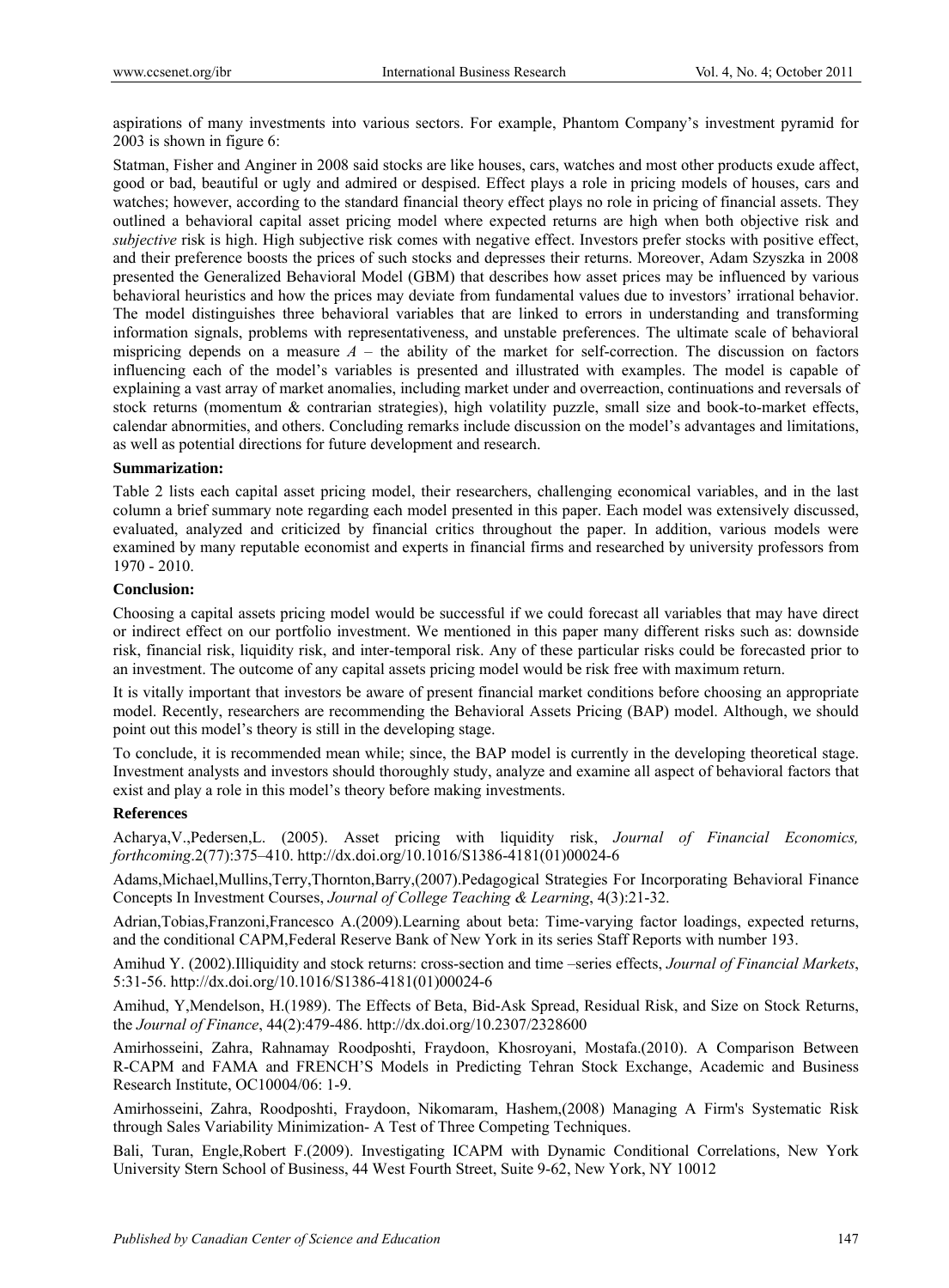aspirations of many investments into various sectors. For example, Phantom Company's investment pyramid for 2003 is shown in figure 6:

Statman, Fisher and Anginer in 2008 said stocks are like houses, cars, watches and most other products exude affect, good or bad, beautiful or ugly and admired or despised. Effect plays a role in pricing models of houses, cars and watches; however, according to the standard financial theory effect plays no role in pricing of financial assets. They outlined a behavioral capital asset pricing model where expected returns are high when both objective risk and *subjective* risk is high. High subjective risk comes with negative effect. Investors prefer stocks with positive effect, and their preference boosts the prices of such stocks and depresses their returns. Moreover, Adam Szyszka in 2008 presented the Generalized Behavioral Model (GBM) that describes how asset prices may be influenced by various behavioral heuristics and how the prices may deviate from fundamental values due to investors' irrational behavior. The model distinguishes three behavioral variables that are linked to errors in understanding and transforming information signals, problems with representativeness, and unstable preferences. The ultimate scale of behavioral mispricing depends on a measure $A$ – the ability of the market for self-correction. The discussion on factors influencing each of the model's variables is presented and illustrated with examples. The model is capable of explaining a vast array of market anomalies, including market under and overreaction, continuations and reversals of stock returns (momentum & contrarian strategies), high volatility puzzle, small size and book-to-market effects, calendar abnormities, and others. Concluding remarks include discussion on the model's advantages and limitations, as well as potential directions for future development and research.

**Summarization:**

Table 2 lists each capital asset pricing model, their researchers, challenging economical variables, and in the last column a brief summary note regarding each model presented in this paper. Each model was extensively discussed, evaluated, analyzed and criticized by financial critics throughout the paper. In addition, various models were examined by many reputable economist and experts in financial firms and researched by university professors from 1970 - 2010.

**Conclusion:**

Choosing a capital assets pricing model would be successful if we could forecast all variables that may have direct or indirect effect on our portfolio investment. We mentioned in this paper many different risks such as: downside risk, financial risk, liquidity risk, and inter-temporal risk. Any of these particular risks could be forecasted prior to an investment. The outcome of any capital assets pricing model would be risk free with maximum return.

It is vitally important that investors be aware of present financial market conditions before choosing an appropriate model. Recently, researchers are recommending the Behavioral Assets Pricing (BAP) model. Although, we should point out this model's theory is still in the developing stage.

To conclude, it is recommended mean while; since, the BAP model is currently in the developing theoretical stage. Investment analysts and investors should thoroughly study, analyze and examine all aspect of behavioral factors that exist and play a role in this model's theory before making investments.

**References**

Acharya,V.,Pedersen,L. (2005). Asset pricing with liquidity risk, *Journal of Financial Economics, forthcoming*.2(77):375–410. http://dx.doi.org/10.1016/S1386-4181(01)00024-6

Adams,Michael,Mullins,Terry,Thornton,Barry,(2007).Pedagogical Strategies For Incorporating Behavioral Finance Concepts In Investment Courses, *Journal of College Teaching & Learning*, 4(3):21-32.

Adrian,Tobias,Franzoni,Francesco A.(2009).Learning about beta: Time-varying factor loadings, expected returns, and the conditional CAPM,Federal Reserve Bank of New York in its series Staff Reports with number 193.

Amihud Y. (2002).Illiquidity and stock returns: cross-section and time –series effects, *Journal of Financial Markets*, 5:31-56. http://dx.doi.org/10.1016/S1386-4181(01)00024-6

Amihud, Y,Mendelson, H.(1989). The Effects of Beta, Bid-Ask Spread, Residual Risk, and Size on Stock Returns, the *Journal of Finance*, 44(2):479-486. http://dx.doi.org/10.2307/2328600

Amirhosseini, Zahra, Rahnamay Roodposhti, Fraydoon, Khosroyani, Mostafa.(2010). A Comparison Between R-CAPM and FAMA and FRENCH'S Models in Predicting Tehran Stock Exchange, Academic and Business Research Institute, OC10004/06: 1-9.

Amirhosseini, Zahra, Roodposhti, Fraydoon, Nikomaram, Hashem,(2008) Managing A Firm's Systematic Risk through Sales Variability Minimization- A Test of Three Competing Techniques.

Bali, Turan, Engle,Robert F.(2009). Investigating ICAPM with Dynamic Conditional Correlations, New York University Stern School of Business, 44 West Fourth Street, Suite 9-62, New York, NY 10012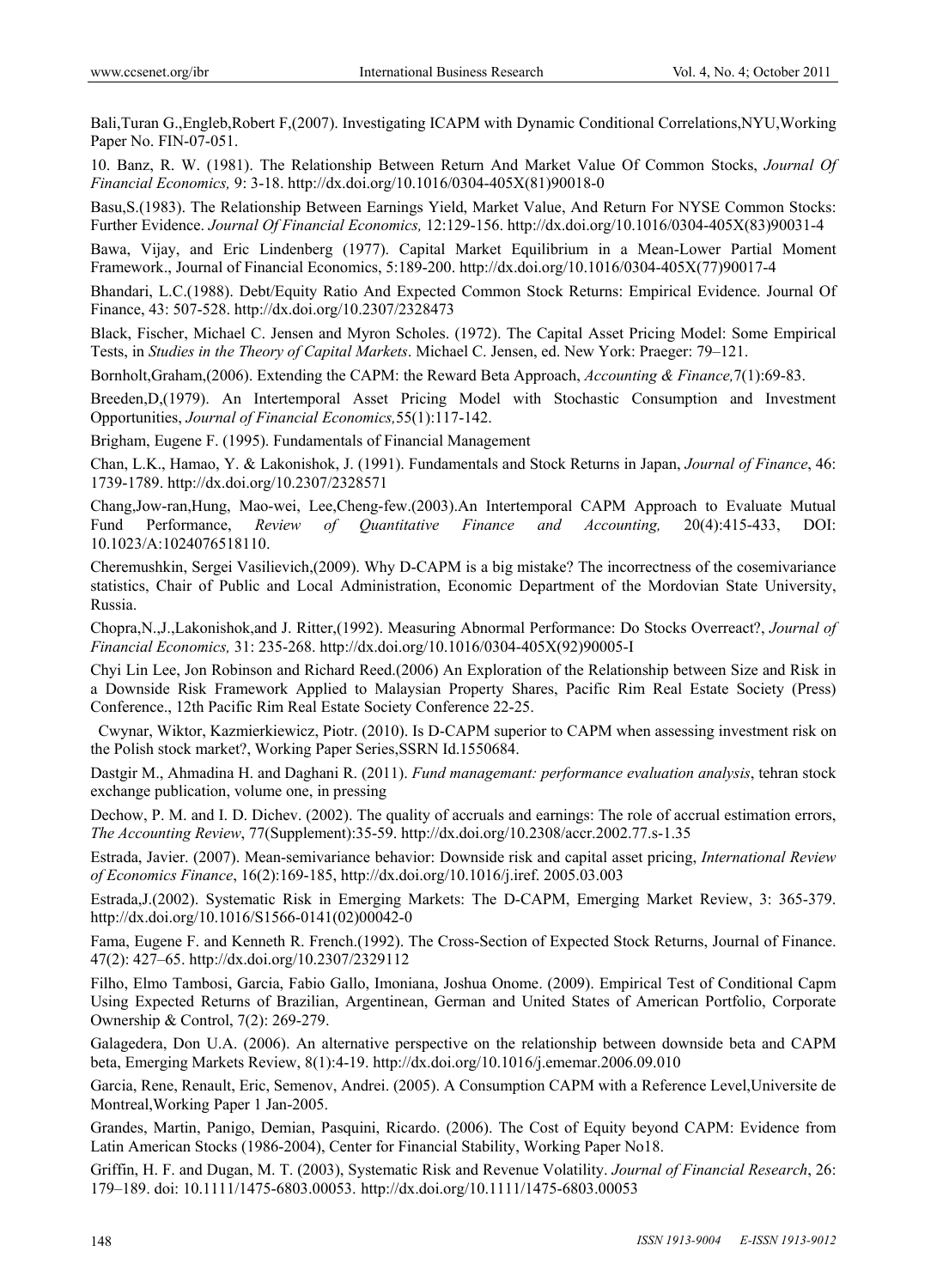Bali,Turan G.,Engleb,Robert F,(2007). Investigating ICAPM with Dynamic Conditional Correlations,NYU,Working Paper No. FIN-07-051.

10. Banz, R. W. (1981). The Relationship Between Return And Market Value Of Common Stocks, *Journal Of Financial Economics,* 9: 3-18. http://dx.doi.org/10.1016/0304-405X(81)90018-0

Basu,S.(1983). The Relationship Between Earnings Yield, Market Value, And Return For NYSE Common Stocks: Further Evidence. *Journal Of Financial Economics,* 12:129-156. http://dx.doi.org/10.1016/0304-405X(83)90031-4

Bawa, Vijay, and Eric Lindenberg (1977). Capital Market Equilibrium in a Mean-Lower Partial Moment Framework., Journal of Financial Economics, 5:189-200. http://dx.doi.org/10.1016/0304-405X(77)90017-4

Bhandari, L.C.(1988). Debt/Equity Ratio And Expected Common Stock Returns: Empirical Evidence. Journal Of Finance, 43: 507-528. http://dx.doi.org/10.2307/2328473

Black, Fischer, Michael C. Jensen and Myron Scholes. (1972). The Capital Asset Pricing Model: Some Empirical Tests, in *Studies in the Theory of Capital Markets*. Michael C. Jensen, ed. New York: Praeger: 79–121.

Bornholt,Graham,(2006). Extending the CAPM: the Reward Beta Approach, *Accounting & Finance,*7(1):69-83.

Breeden,D,(1979). An Intertemporal Asset Pricing Model with Stochastic Consumption and Investment Opportunities, *Journal of Financial Economics,*55(1):117-142.

Brigham, Eugene F. (1995). Fundamentals of Financial Management

Chan, L.K., Hamao, Y. & Lakonishok, J. (1991). Fundamentals and Stock Returns in Japan, *Journal of Finance*, 46: 1739-1789. http://dx.doi.org/10.2307/2328571

Chang,Jow-ran,Hung, Mao-wei, Lee,Cheng-few.(2003).An Intertemporal CAPM Approach to Evaluate Mutual Fund Performance, *Review of Quantitative Finance and Accounting,* 20(4):415-433, DOI: 10.1023/A:1024076518110.

Cheremushkin, Sergei Vasilievich,(2009). Why D-CAPM is a big mistake? The incorrectness of the cosemivariance statistics, Chair of Public and Local Administration, Economic Department of the Mordovian State University, Russia.

Chopra,N.,J.,Lakonishok,and J. Ritter,(1992). Measuring Abnormal Performance: Do Stocks Overreact?, *Journal of Financial Economics,* 31: 235-268. http://dx.doi.org/10.1016/0304-405X(92)90005-I

Chyi Lin Lee, Jon Robinson and Richard Reed.(2006) An Exploration of the Relationship between Size and Risk in a Downside Risk Framework Applied to Malaysian Property Shares, Pacific Rim Real Estate Society (Press) Conference., 12th Pacific Rim Real Estate Society Conference 22-25.

Cwynar, Wiktor, Kazmierkiewicz, Piotr. (2010). Is D-CAPM superior to CAPM when assessing investment risk on the Polish stock market?, Working Paper Series,SSRN Id.1550684.

Dastgir M., Ahmadina H. and Daghani R. (2011). *Fund managemant: performance evaluation analysis*, tehran stock exchange publication, volume one, in pressing

Dechow, P. M. and I. D. Dichev. (2002). The quality of accruals and earnings: The role of accrual estimation errors, *The Accounting Review*, 77(Supplement):35-59. http://dx.doi.org/10.2308/accr.2002.77.s-1.35

Estrada, Javier. (2007). Mean-semivariance behavior: Downside risk and capital asset pricing, *International Review of Economics Finance*, 16(2):169-185, http://dx.doi.org/10.1016/j.iref. 2005.03.003

Estrada,J.(2002). Systematic Risk in Emerging Markets: The D-CAPM, Emerging Market Review, 3: 365-379. http://dx.doi.org/10.1016/S1566-0141(02)00042-0

Fama, Eugene F. and Kenneth R. French.(1992). The Cross-Section of Expected Stock Returns, Journal of Finance. 47(2): 427–65. http://dx.doi.org/10.2307/2329112

Filho, Elmo Tambosi, Garcia, Fabio Gallo, Imoniana, Joshua Onome. (2009). Empirical Test of Conditional Capm Using Expected Returns of Brazilian, Argentinean, German and United States of American Portfolio, Corporate Ownership & Control, 7(2): 269-279.

Galagedera, Don U.A. (2006). An alternative perspective on the relationship between downside beta and CAPM beta, Emerging Markets Review, 8(1):4-19. http://dx.doi.org/10.1016/j.ememar.2006.09.010

Garcia, Rene, Renault, Eric, Semenov, Andrei. (2005). A Consumption CAPM with a Reference Level,Universite de Montreal,Working Paper 1 Jan-2005.

Grandes, Martin, Panigo, Demian, Pasquini, Ricardo. (2006). The Cost of Equity beyond CAPM: Evidence from Latin American Stocks (1986-2004), Center for Financial Stability, Working Paper No18.

Griffin, H. F. and Dugan, M. T. (2003), Systematic Risk and Revenue Volatility. *Journal of Financial Research*, 26: 179–189. doi: 10.1111/1475-6803.00053. http://dx.doi.org/10.1111/1475-6803.00053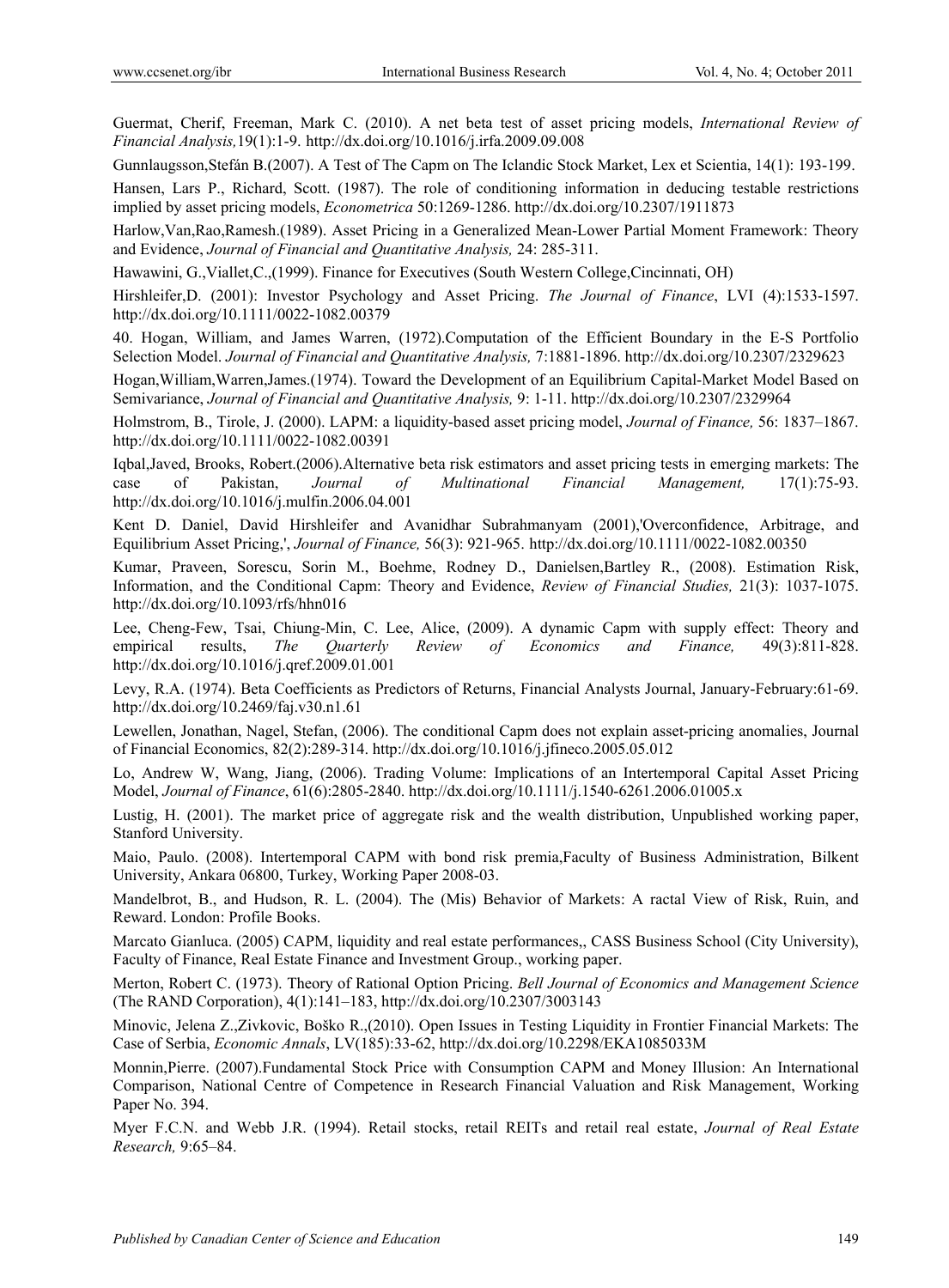Guermat, Cherif, Freeman, Mark C. (2010). A net beta test of asset pricing models, *International Review of Financial Analysis,*19(1):1-9. http://dx.doi.org/10.1016/j.irfa.2009.09.008

Gunnlaugsson,Stefán B.(2007). A Test of The Capm on The Iclandic Stock Market, Lex et Scientia, 14(1): 193-199.

Hansen, Lars P., Richard, Scott. (1987). The role of conditioning information in deducing testable restrictions implied by asset pricing models, *Econometrica* 50:1269-1286. http://dx.doi.org/10.2307/1911873

Harlow,Van,Rao,Ramesh.(1989). Asset Pricing in a Generalized Mean-Lower Partial Moment Framework: Theory and Evidence, *Journal of Financial and Quantitative Analysis,* 24: 285-311.

Hawawini, G.,Viallet,C.,(1999). Finance for Executives (South Western College,Cincinnati, OH)

Hirshleifer,D. (2001): Investor Psychology and Asset Pricing. *The Journal of Finance*, LVI (4):1533-1597. http://dx.doi.org/10.1111/0022-1082.00379

40. Hogan, William, and James Warren, (1972).Computation of the Efficient Boundary in the E-S Portfolio Selection Model. *Journal of Financial and Quantitative Analysis,* 7:1881-1896. http://dx.doi.org/10.2307/2329623

Hogan,William,Warren,James.(1974). Toward the Development of an Equilibrium Capital-Market Model Based on Semivariance, *Journal of Financial and Quantitative Analysis,* 9: 1-11. http://dx.doi.org/10.2307/2329964

Holmstrom, B., Tirole, J. (2000). LAPM: a liquidity-based asset pricing model, *Journal of Finance,* 56: 1837–1867. http://dx.doi.org/10.1111/0022-1082.00391

Iqbal,Javed, Brooks, Robert.(2006).Alternative beta risk estimators and asset pricing tests in emerging markets: The case of Pakistan, *Journal of Multinational Financial Management,* 17(1):75-93. http://dx.doi.org/10.1016/j.mulfin.2006.04.001

Kent D. Daniel, David Hirshleifer and Avanidhar Subrahmanyam (2001),'Overconfidence, Arbitrage, and Equilibrium Asset Pricing,', *Journal of Finance,* 56(3): 921-965. http://dx.doi.org/10.1111/0022-1082.00350

Kumar, Praveen, Sorescu, Sorin M., Boehme, Rodney D., Danielsen,Bartley R., (2008). Estimation Risk, Information, and the Conditional Capm: Theory and Evidence, *Review of Financial Studies,* 21(3): 1037-1075. http://dx.doi.org/10.1093/rfs/hhn016

Lee, Cheng-Few, Tsai, Chiung-Min, C. Lee, Alice, (2009). A dynamic Capm with supply effect: Theory and empirical results, *The Quarterly Review of Economics and Finance,* 49(3):811-828. http://dx.doi.org/10.1016/j.qref.2009.01.001

Levy, R.A. (1974). Beta Coefficients as Predictors of Returns, Financial Analysts Journal, January-February:61-69. http://dx.doi.org/10.2469/faj.v30.n1.61

Lewellen, Jonathan, Nagel, Stefan, (2006). The conditional Capm does not explain asset-pricing anomalies, Journal of Financial Economics, 82(2):289-314. http://dx.doi.org/10.1016/j.jfineco.2005.05.012

Lo, Andrew W, Wang, Jiang, (2006). Trading Volume: Implications of an Intertemporal Capital Asset Pricing Model, *Journal of Finance*, 61(6):2805-2840. http://dx.doi.org/10.1111/j.1540-6261.2006.01005.x

Lustig, H. (2001). The market price of aggregate risk and the wealth distribution, Unpublished working paper, Stanford University.

Maio, Paulo. (2008). Intertemporal CAPM with bond risk premia,Faculty of Business Administration, Bilkent University, Ankara 06800, Turkey, Working Paper 2008-03.

Mandelbrot, B., and Hudson, R. L. (2004). The (Mis) Behavior of Markets: A ractal View of Risk, Ruin, and Reward. London: Profile Books.

Marcato Gianluca. (2005) CAPM, liquidity and real estate performances,, CASS Business School (City University), Faculty of Finance, Real Estate Finance and Investment Group., working paper.

Merton, Robert C. (1973). Theory of Rational Option Pricing. *Bell Journal of Economics and Management Science* (The RAND Corporation), 4(1):141–183, http://dx.doi.org/10.2307/3003143

Minovic, Jelena Z.,Zivkovic, Boško R.,(2010). Open Issues in Testing Liquidity in Frontier Financial Markets: The Case of Serbia, *Economic Annals*, LV(185):33-62, http://dx.doi.org/10.2298/EKA1085033M

Monnin,Pierre. (2007).Fundamental Stock Price with Consumption CAPM and Money Illusion: An International Comparison, National Centre of Competence in Research Financial Valuation and Risk Management, Working Paper No. 394.

Myer F.C.N. and Webb J.R. (1994). Retail stocks, retail REITs and retail real estate, *Journal of Real Estate Research,* 9:65–84.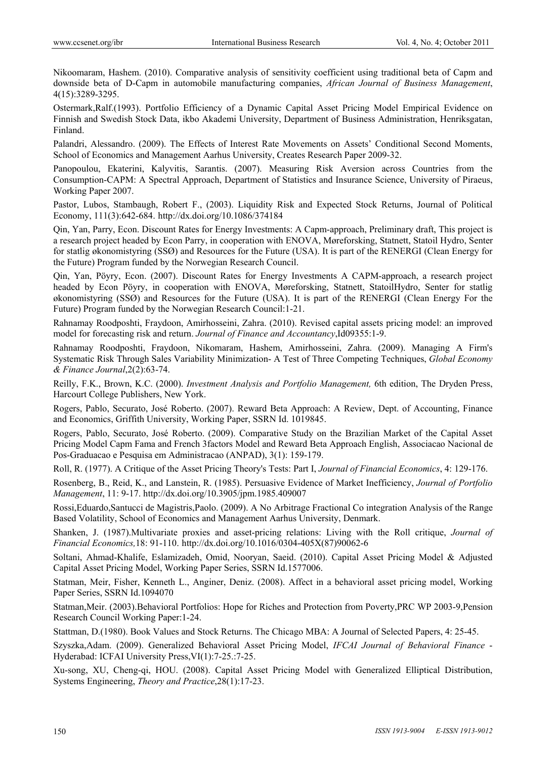Nikoomaram, Hashem. (2010). Comparative analysis of sensitivity coefficient using traditional beta of Capm and downside beta of D-Capm in automobile manufacturing companies, *African Journal of Business Management*, 4(15):3289-3295.

Ostermark,Ralf.(1993). Portfolio Efficiency of a Dynamic Capital Asset Pricing Model Empirical Evidence on Finnish and Swedish Stock Data, ikbo Akademi University, Department of Business Administration, Henriksgatan, Finland.

Palandri, Alessandro. (2009). The Effects of Interest Rate Movements on Assets' Conditional Second Moments, School of Economics and Management Aarhus University, Creates Research Paper 2009-32.

Panopoulou, Ekaterini, Kalyvitis, Sarantis. (2007). Measuring Risk Aversion across Countries from the Consumption-CAPM: A Spectral Approach, Department of Statistics and Insurance Science, University of Piraeus, Working Paper 2007.

Pastor, Lubos, Stambaugh, Robert F., (2003). Liquidity Risk and Expected Stock Returns, Journal of Political Economy, 111(3):642-684. http://dx.doi.org/10.1086/374184

Qin, Yan, Parry, Econ. Discount Rates for Energy Investments: A Capm-approach, Preliminary draft, This project is a research project headed by Econ Parry, in cooperation with ENOVA, Møreforsking, Statnett, Statoil Hydro, Senter for statlig økonomistyring (SSØ) and Resources for the Future (USA). It is part of the RENERGI (Clean Energy for the Future) Program funded by the Norwegian Research Council.

Qin, Yan, Pöyry, Econ. (2007). Discount Rates for Energy Investments A CAPM-approach, a research project headed by Econ Pöyry, in cooperation with ENOVA, Møreforsking, Statnett, StatoilHydro, Senter for statlig økonomistyring (SSØ) and Resources for the Future (USA). It is part of the RENERGI (Clean Energy For the Future) Program funded by the Norwegian Research Council:1-21.

Rahnamay Roodposhti, Fraydoon, Amirhosseini, Zahra. (2010). Revised capital assets pricing model: an improved model for forecasting risk and return. *Journal of Finance and Accountancy*,Id09355:1-9.

Rahnamay Roodposhti, Fraydoon, Nikomaram, Hashem, Amirhosseini, Zahra. (2009). Managing A Firm's Systematic Risk Through Sales Variability Minimization- A Test of Three Competing Techniques, *Global Economy & Finance Journal*,2(2):63-74.

Reilly, F.K., Brown, K.C. (2000). *Investment Analysis and Portfolio Management,* 6th edition, The Dryden Press, Harcourt College Publishers, New York.

Rogers, Pablo, Securato, José Roberto. (2007). Reward Beta Approach: A Review, Dept. of Accounting, Finance and Economics, Griffith University, Working Paper, SSRN Id. 1019845.

Rogers, Pablo, Securato, José Roberto. (2009). Comparative Study on the Brazilian Market of the Capital Asset Pricing Model Capm Fama and French 3factors Model and Reward Beta Approach English, Associacao Nacional de Pos-Graduacao e Pesquisa em Administracao (ANPAD), 3(1): 159-179.

Roll, R. (1977). A Critique of the Asset Pricing Theory's Tests: Part I, *Journal of Financial Economics*, 4: 129-176.

Rosenberg, B., Reid, K., and Lanstein, R. (1985). Persuasive Evidence of Market Inefficiency, *Journal of Portfolio Management*, 11: 9-17. http://dx.doi.org/10.3905/jpm.1985.409007

Rossi,Eduardo,Santucci de Magistris,Paolo. (2009). A No Arbitrage Fractional Co integration Analysis of the Range Based Volatility, School of Economics and Management Aarhus University, Denmark.

Shanken, J. (1987).Multivariate proxies and asset-pricing relations: Living with the Roll critique, *Journal of Financial Economics,*18: 91-110. http://dx.doi.org/10.1016/0304-405X(87)90062-6

Soltani, Ahmad-Khalife, Eslamizadeh, Omid, Nooryan, Saeid. (2010). Capital Asset Pricing Model & Adjusted Capital Asset Pricing Model, Working Paper Series, SSRN Id.1577006.

Statman, Meir, Fisher, Kenneth L., Anginer, Deniz. (2008). Affect in a behavioral asset pricing model, Working Paper Series, SSRN Id.1094070

Statman,Meir. (2003).Behavioral Portfolios: Hope for Riches and Protection from Poverty,PRC WP 2003-9,Pension Research Council Working Paper:1-24.

Stattman, D.(1980). Book Values and Stock Returns. The Chicago MBA: A Journal of Selected Papers, 4: 25-45.

Szyszka,Adam. (2009). Generalized Behavioral Asset Pricing Model, *IFCAI Journal of Behavioral Finance* - Hyderabad: ICFAI University Press,VI(1):7-25.:7-25.

Xu-song, XU, Cheng-qi, HOU. (2008). Capital Asset Pricing Model with Generalized Elliptical Distribution, Systems Engineering, *Theory and Practice*,28(1):17-23.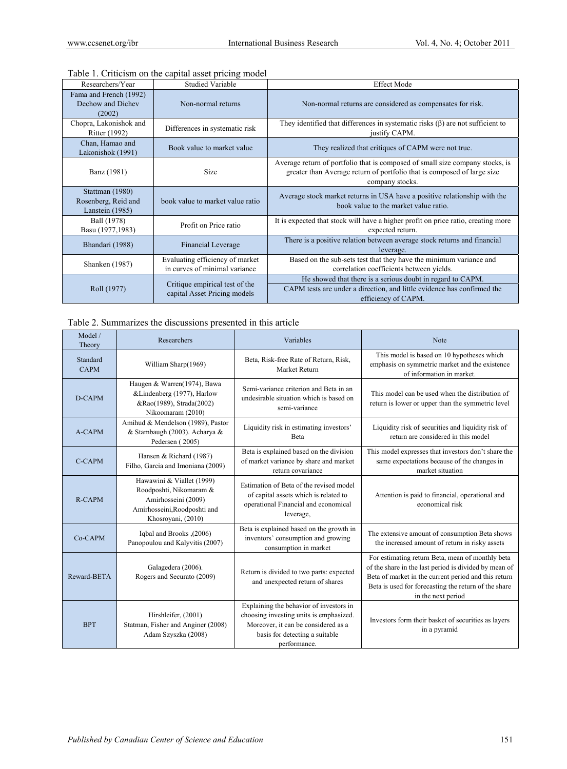Table 1. Criticism on the capital asset pricing model

| Researchers/Year | Studied Variable | Effect Mode |
|---|---|---|
| Fama and French (1992) Dechow and Dichev (2002) | Non-normal returns | Non-normal returns are considered as compensates for risk. |
| Chopra, Lakonishok and Ritter (1992) | Differences in systematic risk | They identified that differences in systematic risks (β) are not sufficient to justify CAPM. |
| Chan, Hamao and Lakonishok (1991) | Book value to market value | They realized that critiques of CAPM were not true. |
| Banz (1981) | Size | Average return of portfolio that is composed of small size company stocks, is greater than Average return of portfolio that is composed of large size company stocks. |
| Stattman (1980) Rosenberg, Reid and Lanstein (1985) | book value to market value ratio | Average stock market returns in USA have a positive relationship with the book value to the market value ratio. |
| Ball (1978) Basu (1977,1983) | Profit on Price ratio | It is expected that stock will have a higher profit on price ratio, creating more expected return. |
| Bhandari (1988) | Financial Leverage | There is a positive relation between average stock returns and financial leverage. |
| Shanken (1987) | Evaluating efficiency of market in curves of minimal variance | Based on the sub-sets test that they have the minimum variance and correlation coefficients between yields. |
| Roll (1977) | Critique empirical test of the capital Asset Pricing models | He showed that there is a serious doubt in regard to CAPM. |
| | | CAPM tests are under a direction, and little evidence has confirmed the efficiency of CAPM. |

Table 2. Summarizes the discussions presented in this article

| Model / Theory | Researchers | Variables | Note |
|---|---|---|---|
| Standard CAPM | William Sharp(1969) | Beta, Risk-free Rate of Return, Risk, Market Return | This model is based on 10 hypotheses which emphasis on symmetric market and the existence of information in market. |
| D-CAPM | Haugen & Warren(1974), Bawa &Lindenberg (1977), Harlow &Rao(1989), Strada(2002) Nikoomaram (2010) | Semi-variance criterion and Beta in an undesirable situation which is based on semi-variance | This model can be used when the distribution of return is lower or upper than the symmetric level |
| A-CAPM | Amihud & Mendelson (1989), Pastor & Stambaugh (2003). Acharya & Pedersen ( 2005) | Liquidity risk in estimating investors' Beta | Liquidity risk of securities and liquidity risk of return are considered in this model |
| C-CAPM | Hansen & Richard (1987) Filho, Garcia and Imoniana (2009) | Beta is explained based on the division of market variance by share and market return covariance | This model expresses that investors don't share the same expectations because of the changes in market situation |
| R-CAPM | Hawawini & Viallet (1999) Roodposhti, Nikomaram & Amirhosseini (2009) Amirhosseini,Roodposhti and Khosroyani, (2010) | Estimation of Beta of the revised model of capital assets which is related to operational Financial and economical leverage, | Attention is paid to financial, operational and economical risk |
| Co-CAPM | Iqbal and Brooks ,(2006) Panopoulou and Kalyvitis (2007) | Beta is explained based on the growth in inventors' consumption and growing consumption in market | The extensive amount of consumption Beta shows the increased amount of return in risky assets |
| Reward-BETA | Galagedera (2006). Rogers and Securato (2009) | Return is divided to two parts: expected and unexpected return of shares | For estimating return Beta, mean of monthly beta of the share in the last period is divided by mean of Beta of market in the current period and this return Beta is used for forecasting the return of the share in the next period |
| BPT | Hirshleifer, (2001) Statman, Fisher and Anginer (2008) Adam Szyszka (2008) | Explaining the behavior of investors in choosing investing units is emphasized. Moreover, it can be considered as a basis for detecting a suitable performance. | Investors form their basket of securities as layers in a pyramid |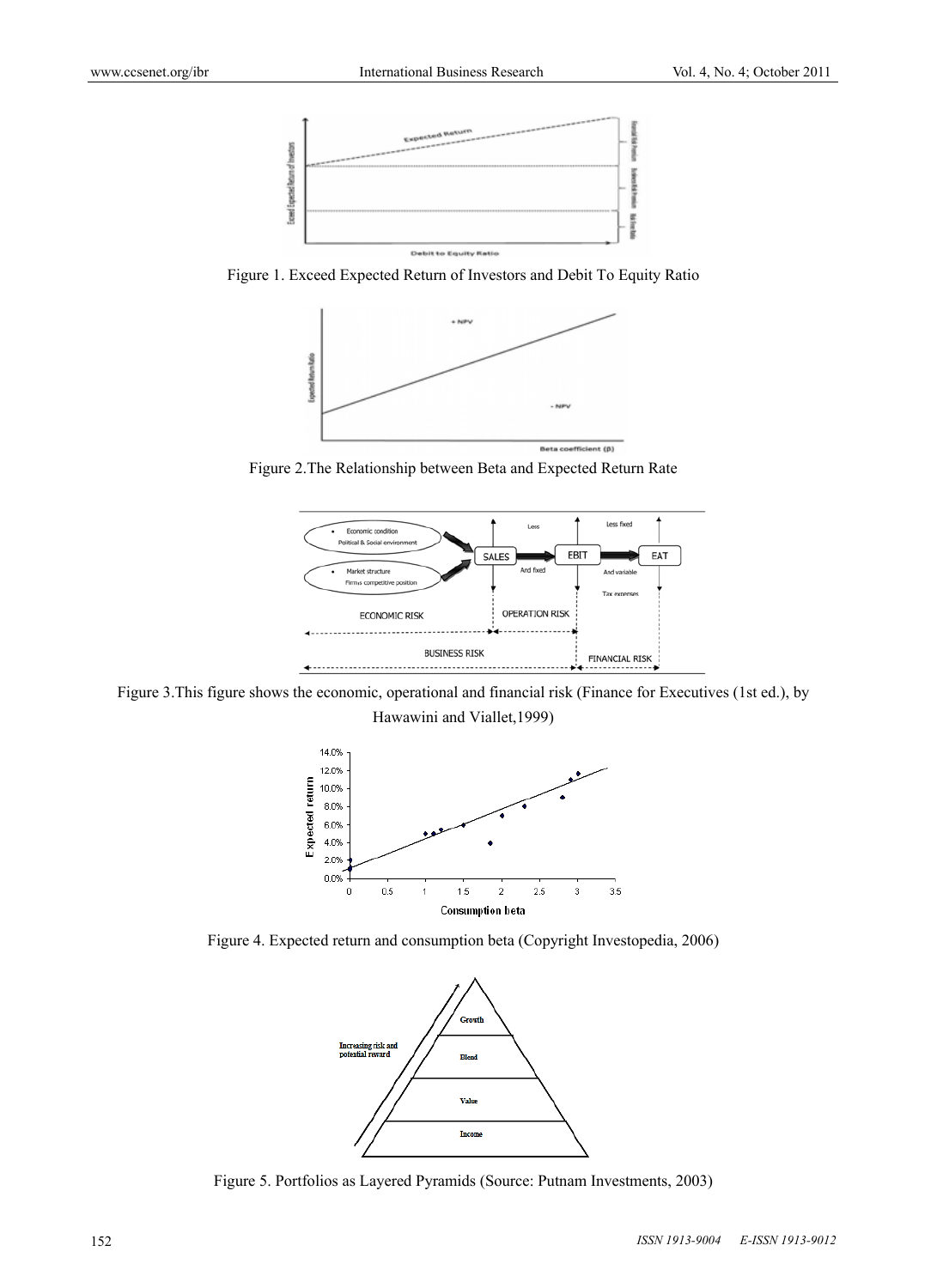Expected Return

Exceed Expected Return of Investors

Debit to Equity Ratio

Financial Risk Premium

Business Risk Premium

Risk Free Rate

Figure 1. Exceed Expected Return of Investors and Debit To Equity Ratio

+ NPV

- NPV

Expected Return Ratio

Beta coefficient (β)

Figure 2.The Relationship between Beta and Expected Return Rate

- Economic condition
  Political & Social environment
- Market structure
  Firms competitive position

SALES

EBIT

EAT

Less

And fixed

Less fixed

And variable

Tax expenses

ECONOMIC RISK

OPERATION RISK

BUSINESS RISK

FINANCIAL RISK

Figure 3.This figure shows the economic, operational and financial risk (Finance for Executives (1st ed.), by Hawawini and Viallet,1999)

14.0%
12.0%
10.0%
8.0%
6.0%
4.0%
2.0%
0.0%

Expected return

0 0.5 1 1.5 2 2.5 3 3.5

Consumption beta

Figure 4. Expected return and consumption beta (Copyright Investopedia, 2006)

Increasing risk and potential reward

Growth

Blend

Value

Income

Figure 5. Portfolios as Layered Pyramids (Source: Putnam Investments, 2003)